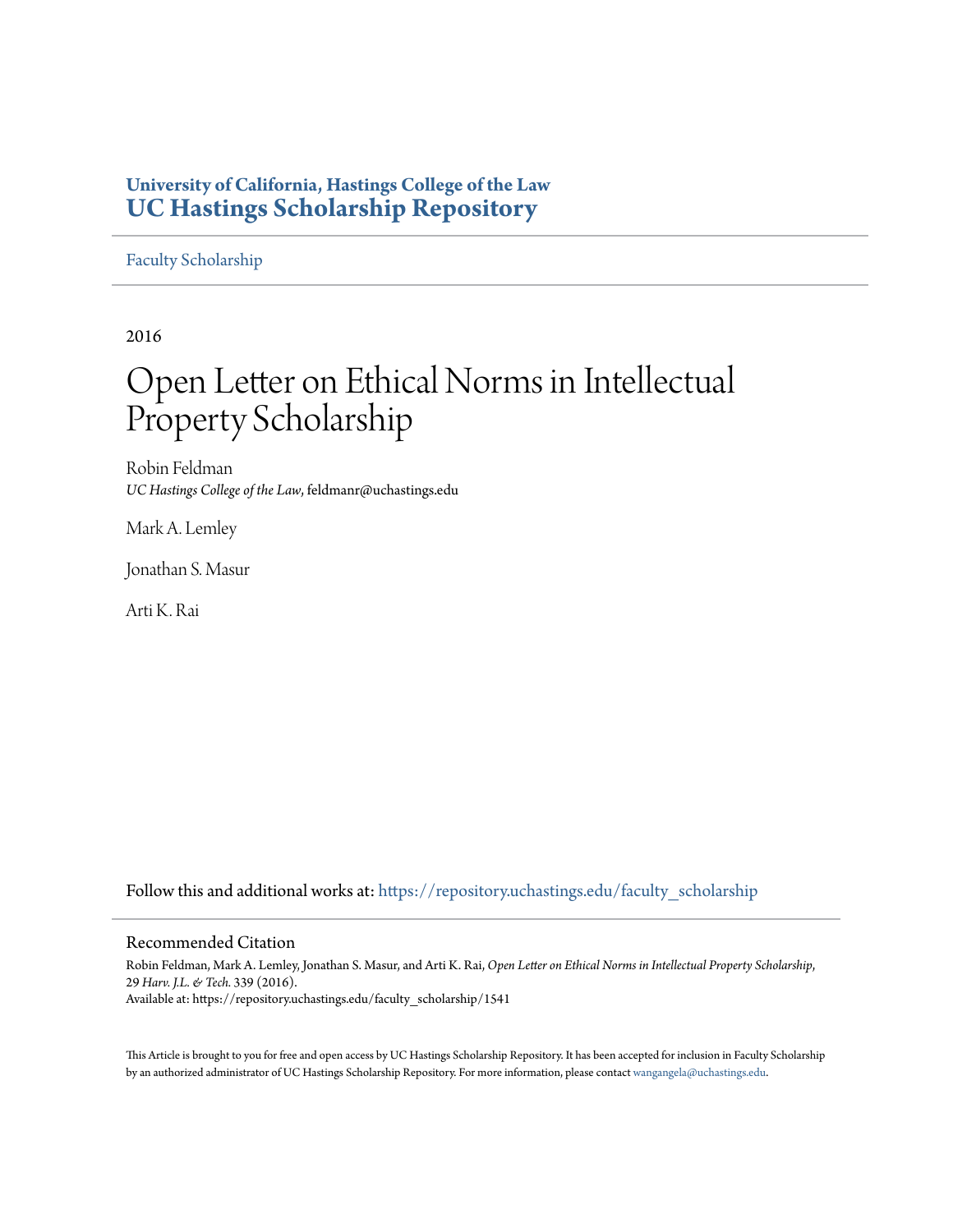**University of California, Hastings College of the Law**
**UC Hastings Scholarship Repository**

Faculty Scholarship

2016

# Open Letter on Ethical Norms in Intellectual Property Scholarship

Robin Feldman
*UC Hastings College of the Law*, feldmanr@uchastings.edu

Mark A. Lemley

Jonathan S. Masur

Arti K. Rai

Follow this and additional works at: https://repository.uchastings.edu/faculty_scholarship

## Recommended Citation

Robin Feldman, Mark A. Lemley, Jonathan S. Masur, and Arti K. Rai, *Open Letter on Ethical Norms in Intellectual Property Scholarship*, 29 *Harv. J.L. & Tech.* 339 (2016).
Available at: https://repository.uchastings.edu/faculty_scholarship/1541

This Article is brought to you for free and open access by UC Hastings Scholarship Repository. It has been accepted for inclusion in Faculty Scholarship by an authorized administrator of UC Hastings Scholarship Repository. For more information, please contact wangangela@uchastings.edu.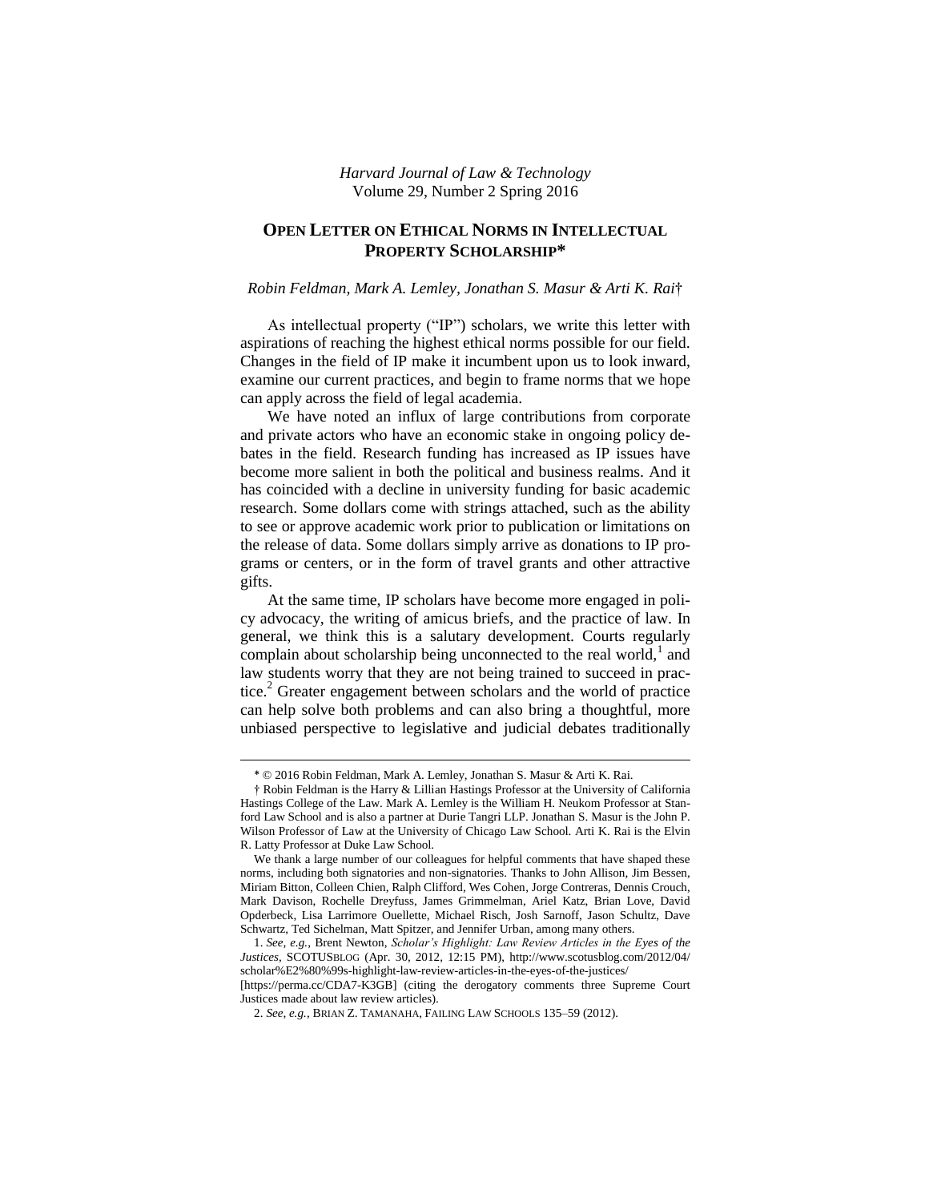*Harvard Journal of Law & Technology*
Volume 29, Number 2 Spring 2016

# OPEN LETTER ON ETHICAL NORMS IN INTELLECTUAL PROPERTY SCHOLARSHIP*

*Robin Feldman, Mark A. Lemley, Jonathan S. Masur & Arti K. Rai*†

As intellectual property ("IP") scholars, we write this letter with aspirations of reaching the highest ethical norms possible for our field. Changes in the field of IP make it incumbent upon us to look inward, examine our current practices, and begin to frame norms that we hope can apply across the field of legal academia.

We have noted an influx of large contributions from corporate and private actors who have an economic stake in ongoing policy debates in the field. Research funding has increased as IP issues have become more salient in both the political and business realms. And it has coincided with a decline in university funding for basic academic research. Some dollars come with strings attached, such as the ability to see or approve academic work prior to publication or limitations on the release of data. Some dollars simply arrive as donations to IP programs or centers, or in the form of travel grants and other attractive gifts.

At the same time, IP scholars have become more engaged in policy advocacy, the writing of amicus briefs, and the practice of law. In general, we think this is a salutary development. Courts regularly complain about scholarship being unconnected to the real world,[1] and law students worry that they are not being trained to succeed in practice.[2] Greater engagement between scholars and the world of practice can help solve both problems and can also bring a thoughtful, more unbiased perspective to legislative and judicial debates traditionally

---

\* © 2016 Robin Feldman, Mark A. Lemley, Jonathan S. Masur & Arti K. Rai.

† Robin Feldman is the Harry & Lillian Hastings Professor at the University of California Hastings College of the Law. Mark A. Lemley is the William H. Neukom Professor at Stanford Law School and is also a partner at Durie Tangri LLP. Jonathan S. Masur is the John P. Wilson Professor of Law at the University of Chicago Law School. Arti K. Rai is the Elvin R. Latty Professor at Duke Law School.

We thank a large number of our colleagues for helpful comments that have shaped these norms, including both signatories and non-signatories. Thanks to John Allison, Jim Bessen, Miriam Bitton, Colleen Chien, Ralph Clifford, Wes Cohen, Jorge Contreras, Dennis Crouch, Mark Davison, Rochelle Dreyfuss, James Grimmelman, Ariel Katz, Brian Love, David Opderbeck, Lisa Larrimore Ouellette, Michael Risch, Josh Sarnoff, Jason Schultz, Dave Schwartz, Ted Sichelman, Matt Spitzer, and Jennifer Urban, among many others.

1. *See, e.g.*, Brent Newton, *Scholar's Highlight: Law Review Articles in the Eyes of the Justices*, SCOTUSBLOG (Apr. 30, 2012, 12:15 PM), http://www.scotusblog.com/2012/04/scholar%E2%80%99s-highlight-law-review-articles-in-the-eyes-of-the-justices/ [https://perma.cc/CDA7-K3GB] (citing the derogatory comments three Supreme Court Justices made about law review articles).

2. *See, e.g.*, BRIAN Z. TAMANAHA, FAILING LAW SCHOOLS 135–59 (2012).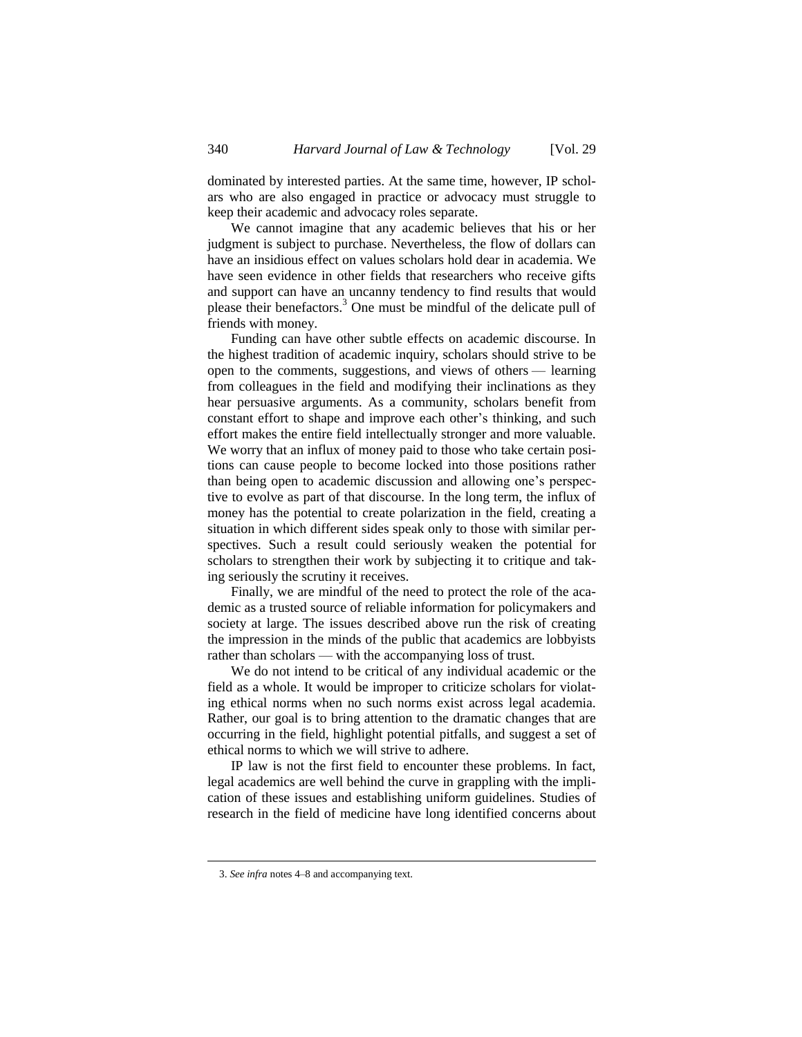dominated by interested parties. At the same time, however, IP scholars who are also engaged in practice or advocacy must struggle to keep their academic and advocacy roles separate.

We cannot imagine that any academic believes that his or her judgment is subject to purchase. Nevertheless, the flow of dollars can have an insidious effect on values scholars hold dear in academia. We have seen evidence in other fields that researchers who receive gifts and support can have an uncanny tendency to find results that would please their benefactors.[3] One must be mindful of the delicate pull of friends with money.

Funding can have other subtle effects on academic discourse. In the highest tradition of academic inquiry, scholars should strive to be open to the comments, suggestions, and views of others — learning from colleagues in the field and modifying their inclinations as they hear persuasive arguments. As a community, scholars benefit from constant effort to shape and improve each other's thinking, and such effort makes the entire field intellectually stronger and more valuable. We worry that an influx of money paid to those who take certain positions can cause people to become locked into those positions rather than being open to academic discussion and allowing one's perspective to evolve as part of that discourse. In the long term, the influx of money has the potential to create polarization in the field, creating a situation in which different sides speak only to those with similar perspectives. Such a result could seriously weaken the potential for scholars to strengthen their work by subjecting it to critique and taking seriously the scrutiny it receives.

Finally, we are mindful of the need to protect the role of the academic as a trusted source of reliable information for policymakers and society at large. The issues described above run the risk of creating the impression in the minds of the public that academics are lobbyists rather than scholars — with the accompanying loss of trust.

We do not intend to be critical of any individual academic or the field as a whole. It would be improper to criticize scholars for violating ethical norms when no such norms exist across legal academia. Rather, our goal is to bring attention to the dramatic changes that are occurring in the field, highlight potential pitfalls, and suggest a set of ethical norms to which we will strive to adhere.

IP law is not the first field to encounter these problems. In fact, legal academics are well behind the curve in grappling with the implication of these issues and establishing uniform guidelines. Studies of research in the field of medicine have long identified concerns about

3. *See infra* notes 4–8 and accompanying text.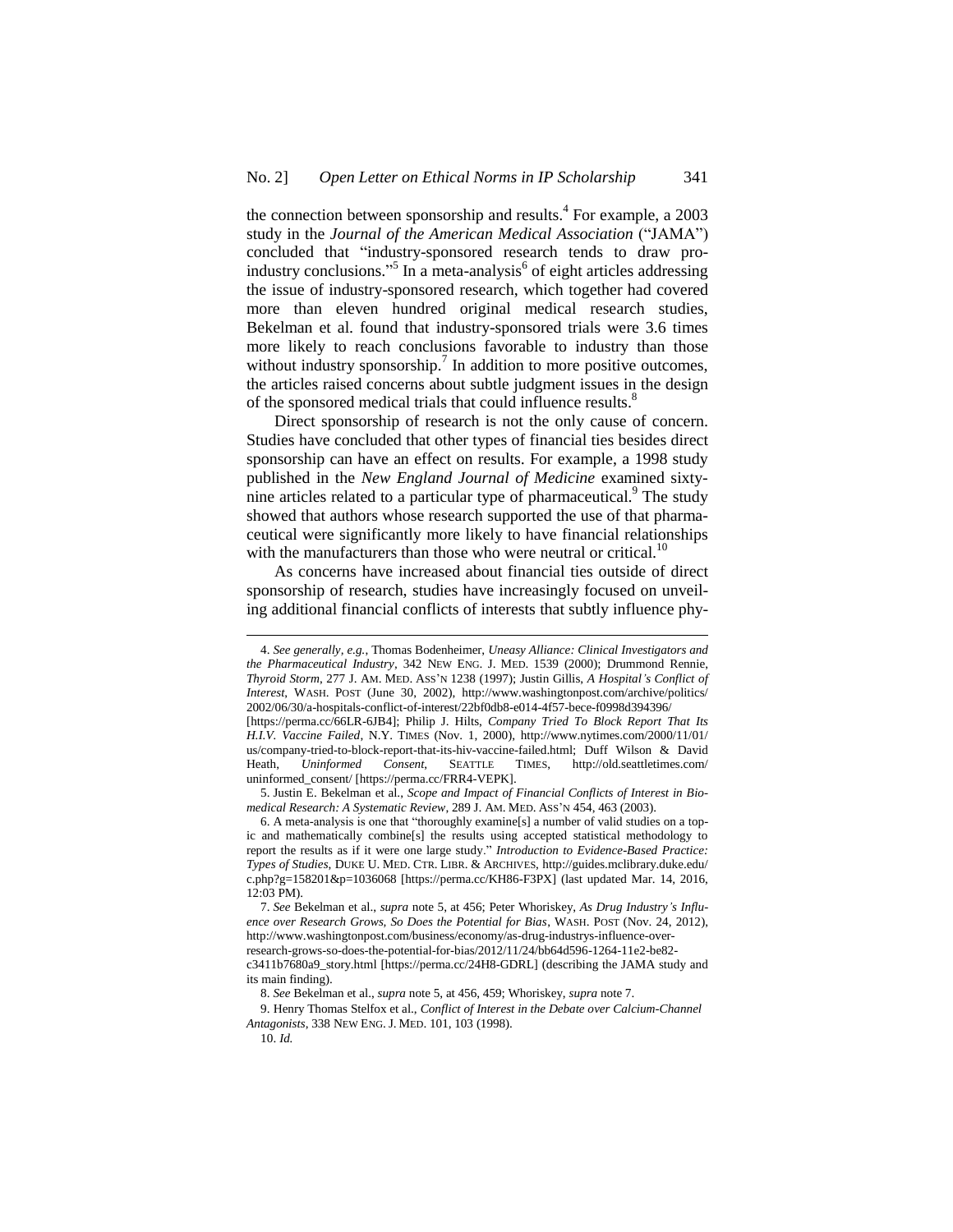the connection between sponsorship and results.[4] For example, a 2003 study in the *Journal of the American Medical Association* ("JAMA") concluded that "industry-sponsored research tends to draw pro-industry conclusions."[5] In a meta-analysis[6] of eight articles addressing the issue of industry-sponsored research, which together had covered more than eleven hundred original medical research studies, Bekelman et al. found that industry-sponsored trials were 3.6 times more likely to reach conclusions favorable to industry than those without industry sponsorship.[7] In addition to more positive outcomes, the articles raised concerns about subtle judgment issues in the design of the sponsored medical trials that could influence results.[8]

Direct sponsorship of research is not the only cause of concern. Studies have concluded that other types of financial ties besides direct sponsorship can have an effect on results. For example, a 1998 study published in the *New England Journal of Medicine* examined sixty-nine articles related to a particular type of pharmaceutical.[9] The study showed that authors whose research supported the use of that pharmaceutical were significantly more likely to have financial relationships with the manufacturers than those who were neutral or critical.[10]

As concerns have increased about financial ties outside of direct sponsorship of research, studies have increasingly focused on unveiling additional financial conflicts of interests that subtly influence phy-

---

4. *See generally, e.g.*, Thomas Bodenheimer, *Uneasy Alliance: Clinical Investigators and the Pharmaceutical Industry*, 342 NEW ENG. J. MED. 1539 (2000); Drummond Rennie, *Thyroid Storm*, 277 J. AM. MED. ASS'N 1238 (1997); Justin Gillis, *A Hospital's Conflict of Interest*, WASH. POST (June 30, 2002), http://www.washingtonpost.com/archive/politics/2002/06/30/a-hospitals-conflict-of-interest/22bf0db8-e014-4f57-bece-f0998d394396/ [https://perma.cc/66LR-6JB4]; Philip J. Hilts, *Company Tried To Block Report That Its H.I.V. Vaccine Failed*, N.Y. TIMES (Nov. 1, 2000), http://www.nytimes.com/2000/11/01/us/company-tried-to-block-report-that-its-hiv-vaccine-failed.html; Duff Wilson & David Heath, *Uninformed Consent*, SEATTLE TIMES, http://old.seattletimes.com/uninformed_consent/ [https://perma.cc/FRR4-VEPK].

5. Justin E. Bekelman et al., *Scope and Impact of Financial Conflicts of Interest in Biomedical Research: A Systematic Review*, 289 J. AM. MED. ASS'N 454, 463 (2003).

6. A meta-analysis is one that "thoroughly examine[s] a number of valid studies on a topic and mathematically combine[s] the results using accepted statistical methodology to report the results as if it were one large study." *Introduction to Evidence-Based Practice: Types of Studies*, DUKE U. MED. CTR. LIBR. & ARCHIVES, http://guides.mclibrary.duke.edu/c.php?g=158201&p=1036068 [https://perma.cc/KH86-F3PX] (last updated Mar. 14, 2016, 12:03 PM).

7. *See* Bekelman et al., *supra* note 5, at 456; Peter Whoriskey, *As Drug Industry's Influence over Research Grows, So Does the Potential for Bias*, WASH. POST (Nov. 24, 2012), http://www.washingtonpost.com/business/economy/as-drug-industrys-influence-over-research-grows-so-does-the-potential-for-bias/2012/11/24/bb64d596-1264-11e2-be82-c3411b7680a9_story.html [https://perma.cc/24H8-GDRL] (describing the JAMA study and its main finding).

8. *See* Bekelman et al., *supra* note 5, at 456, 459; Whoriskey, *supra* note 7.

9. Henry Thomas Stelfox et al., *Conflict of Interest in the Debate over Calcium-Channel Antagonists*, 338 NEW ENG. J. MED. 101, 103 (1998).

10. *Id.*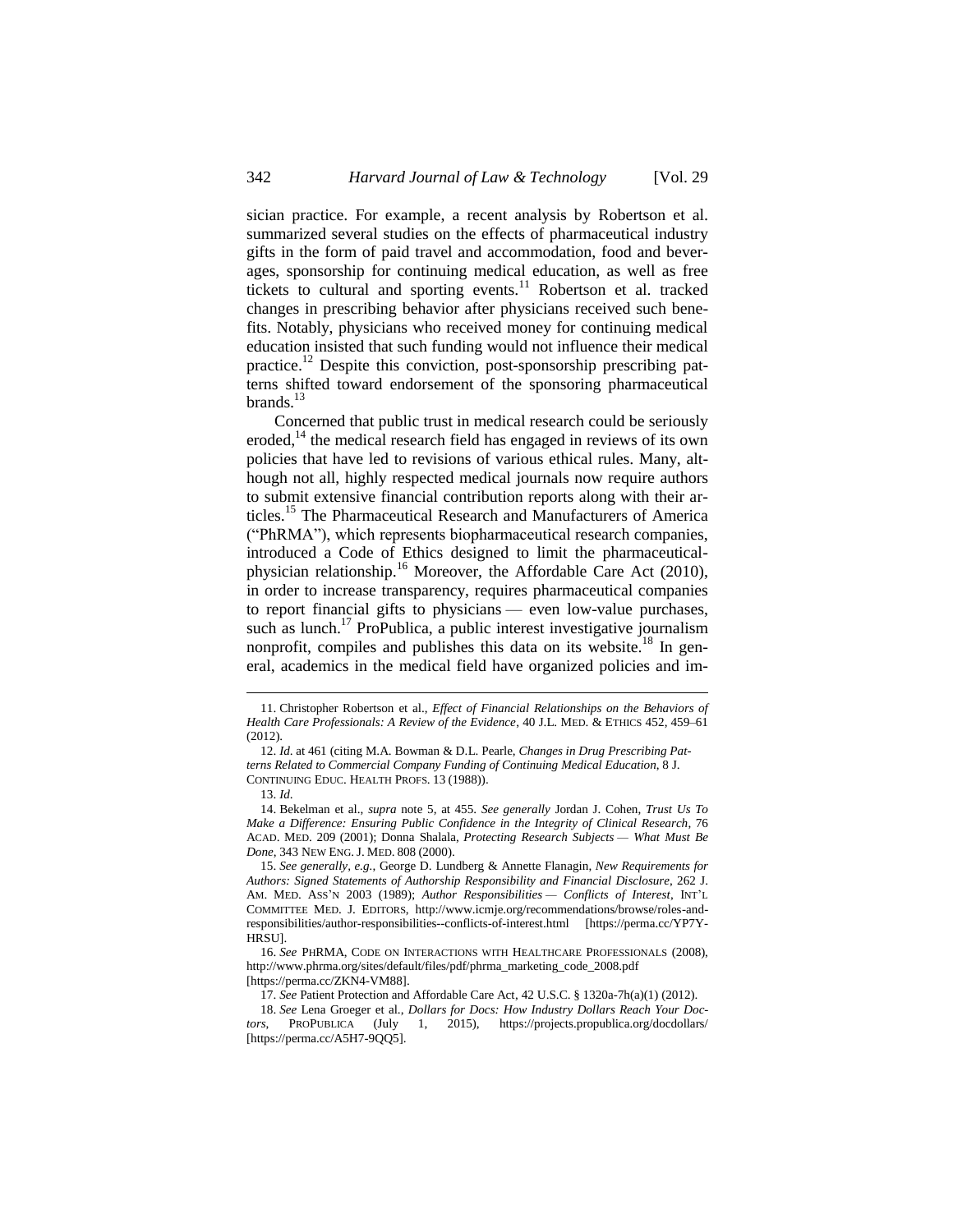sician practice. For example, a recent analysis by Robertson et al. summarized several studies on the effects of pharmaceutical industry gifts in the form of paid travel and accommodation, food and beverages, sponsorship for continuing medical education, as well as free tickets to cultural and sporting events.[11] Robertson et al. tracked changes in prescribing behavior after physicians received such benefits. Notably, physicians who received money for continuing medical education insisted that such funding would not influence their medical practice.[12] Despite this conviction, post-sponsorship prescribing patterns shifted toward endorsement of the sponsoring pharmaceutical brands.[13]

Concerned that public trust in medical research could be seriously eroded,[14] the medical research field has engaged in reviews of its own policies that have led to revisions of various ethical rules. Many, although not all, highly respected medical journals now require authors to submit extensive financial contribution reports along with their articles.[15] The Pharmaceutical Research and Manufacturers of America ("PhRMA"), which represents biopharmaceutical research companies, introduced a Code of Ethics designed to limit the pharmaceutical-physician relationship.[16] Moreover, the Affordable Care Act (2010), in order to increase transparency, requires pharmaceutical companies to report financial gifts to physicians — even low-value purchases, such as lunch.[17] ProPublica, a public interest investigative journalism nonprofit, compiles and publishes this data on its website.[18] In general, academics in the medical field have organized policies and im-

---

11. Christopher Robertson et al., *Effect of Financial Relationships on the Behaviors of Health Care Professionals: A Review of the Evidence*, 40 J.L. MED. & ETHICS 452, 459–61 (2012).

12. *Id.* at 461 (citing M.A. Bowman & D.L. Pearle, *Changes in Drug Prescribing Patterns Related to Commercial Company Funding of Continuing Medical Education*, 8 J. CONTINUING EDUC. HEALTH PROFS. 13 (1988)).

13. *Id.*

14. Bekelman et al., *supra* note 5, at 455. *See generally* Jordan J. Cohen, *Trust Us To Make a Difference: Ensuring Public Confidence in the Integrity of Clinical Research*, 76 ACAD. MED. 209 (2001); Donna Shalala, *Protecting Research Subjects — What Must Be Done*, 343 NEW ENG. J. MED. 808 (2000).

15. *See generally, e.g.*, George D. Lundberg & Annette Flanagin, *New Requirements for Authors: Signed Statements of Authorship Responsibility and Financial Disclosure*, 262 J. AM. MED. ASS'N 2003 (1989); *Author Responsibilities — Conflicts of Interest*, INT'L COMMITTEE MED. J. EDITORS, http://www.icmje.org/recommendations/browse/roles-and-responsibilities/author-responsibilities--conflicts-of-interest.html [https://perma.cc/YP7Y-HRSU].

16. *See* PHRMA, CODE ON INTERACTIONS WITH HEALTHCARE PROFESSIONALS (2008), http://www.phrma.org/sites/default/files/pdf/phrma_marketing_code_2008.pdf [https://perma.cc/ZKN4-VM88].

17. *See* Patient Protection and Affordable Care Act, 42 U.S.C. § 1320a-7h(a)(1) (2012).

18. *See* Lena Groeger et al., *Dollars for Docs: How Industry Dollars Reach Your Doctors*, PROPUBLICA (July 1, 2015), https://projects.propublica.org/docdollars/ [https://perma.cc/A5H7-9QQ5].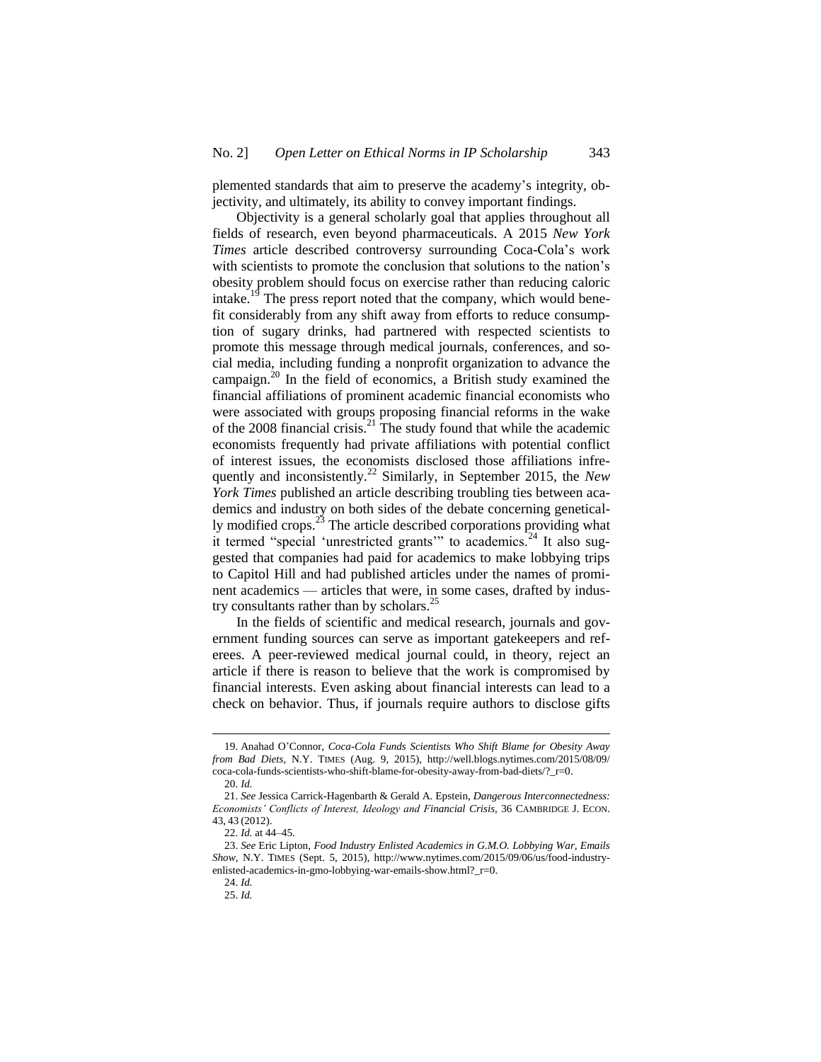plemented standards that aim to preserve the academy's integrity, objectivity, and ultimately, its ability to convey important findings.

Objectivity is a general scholarly goal that applies throughout all fields of research, even beyond pharmaceuticals. A 2015 *New York Times* article described controversy surrounding Coca-Cola's work with scientists to promote the conclusion that solutions to the nation's obesity problem should focus on exercise rather than reducing caloric intake.[19] The press report noted that the company, which would benefit considerably from any shift away from efforts to reduce consumption of sugary drinks, had partnered with respected scientists to promote this message through medical journals, conferences, and social media, including funding a nonprofit organization to advance the campaign.[20] In the field of economics, a British study examined the financial affiliations of prominent academic financial economists who were associated with groups proposing financial reforms in the wake of the 2008 financial crisis.[21] The study found that while the academic economists frequently had private affiliations with potential conflict of interest issues, the economists disclosed those affiliations infrequently and inconsistently.[22] Similarly, in September 2015, the *New York Times* published an article describing troubling ties between academics and industry on both sides of the debate concerning genetically modified crops.[23] The article described corporations providing what it termed "special 'unrestricted grants'" to academics.[24] It also suggested that companies had paid for academics to make lobbying trips to Capitol Hill and had published articles under the names of prominent academics — articles that were, in some cases, drafted by industry consultants rather than by scholars.[25]

In the fields of scientific and medical research, journals and government funding sources can serve as important gatekeepers and referees. A peer-reviewed medical journal could, in theory, reject an article if there is reason to believe that the work is compromised by financial interests. Even asking about financial interests can lead to a check on behavior. Thus, if journals require authors to disclose gifts

---

19. Anahad O'Connor, *Coca-Cola Funds Scientists Who Shift Blame for Obesity Away from Bad Diets*, N.Y. TIMES (Aug. 9, 2015), http://well.blogs.nytimes.com/2015/08/09/coca-cola-funds-scientists-who-shift-blame-for-obesity-away-from-bad-diets/?_r=0.

20. *Id.*

21. *See* Jessica Carrick-Hagenbarth & Gerald A. Epstein, *Dangerous Interconnectedness: Economists' Conflicts of Interest, Ideology and Financial Crisis*, 36 CAMBRIDGE J. ECON. 43, 43 (2012).

22. *Id.* at 44–45.

23. *See* Eric Lipton, *Food Industry Enlisted Academics in G.M.O. Lobbying War, Emails Show*, N.Y. TIMES (Sept. 5, 2015), http://www.nytimes.com/2015/09/06/us/food-industry-enlisted-academics-in-gmo-lobbying-war-emails-show.html?_r=0.

24. *Id.*

25. *Id.*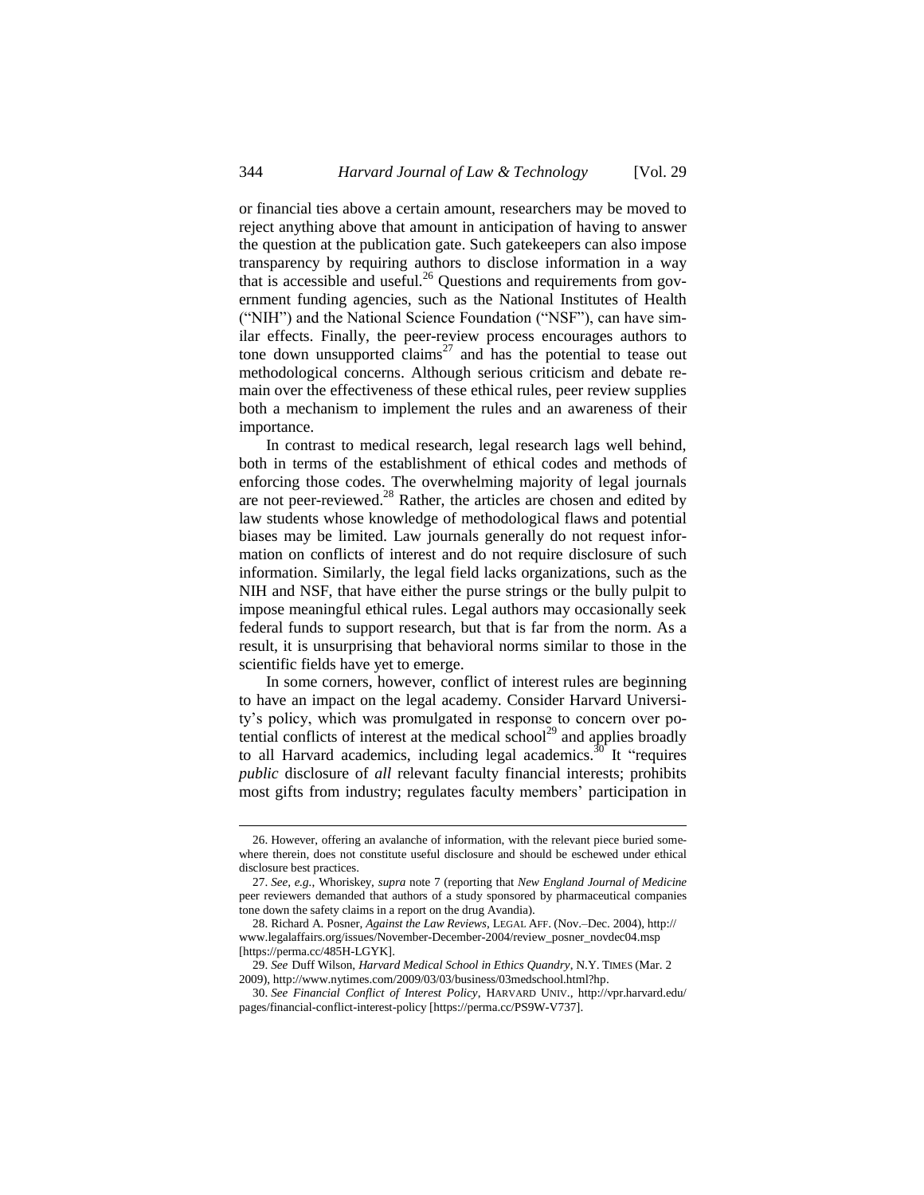or financial ties above a certain amount, researchers may be moved to reject anything above that amount in anticipation of having to answer the question at the publication gate. Such gatekeepers can also impose transparency by requiring authors to disclose information in a way that is accessible and useful.[26] Questions and requirements from government funding agencies, such as the National Institutes of Health ("NIH") and the National Science Foundation ("NSF"), can have similar effects. Finally, the peer-review process encourages authors to tone down unsupported claims[27] and has the potential to tease out methodological concerns. Although serious criticism and debate remain over the effectiveness of these ethical rules, peer review supplies both a mechanism to implement the rules and an awareness of their importance.

In contrast to medical research, legal research lags well behind, both in terms of the establishment of ethical codes and methods of enforcing those codes. The overwhelming majority of legal journals are not peer-reviewed.[28] Rather, the articles are chosen and edited by law students whose knowledge of methodological flaws and potential biases may be limited. Law journals generally do not request information on conflicts of interest and do not require disclosure of such information. Similarly, the legal field lacks organizations, such as the NIH and NSF, that have either the purse strings or the bully pulpit to impose meaningful ethical rules. Legal authors may occasionally seek federal funds to support research, but that is far from the norm. As a result, it is unsurprising that behavioral norms similar to those in the scientific fields have yet to emerge.

In some corners, however, conflict of interest rules are beginning to have an impact on the legal academy. Consider Harvard University's policy, which was promulgated in response to concern over potential conflicts of interest at the medical school[29] and applies broadly to all Harvard academics, including legal academics.[30] It "requires *public* disclosure of *all* relevant faculty financial interests; prohibits most gifts from industry; regulates faculty members' participation in

---

26. However, offering an avalanche of information, with the relevant piece buried somewhere therein, does not constitute useful disclosure and should be eschewed under ethical disclosure best practices.

27. *See, e.g.*, Whoriskey, *supra* note 7 (reporting that *New England Journal of Medicine* peer reviewers demanded that authors of a study sponsored by pharmaceutical companies tone down the safety claims in a report on the drug Avandia).

28. Richard A. Posner, *Against the Law Reviews*, LEGAL AFF. (Nov.–Dec. 2004), http://www.legalaffairs.org/issues/November-December-2004/review_posner_novdec04.msp [https://perma.cc/485H-LGYK].

29. *See* Duff Wilson, *Harvard Medical School in Ethics Quandry*, N.Y. TIMES (Mar. 2 2009), http://www.nytimes.com/2009/03/03/business/03medschool.html?hp.

30. *See Financial Conflict of Interest Policy*, HARVARD UNIV., http://vpr.harvard.edu/pages/financial-conflict-interest-policy [https://perma.cc/PS9W-V737].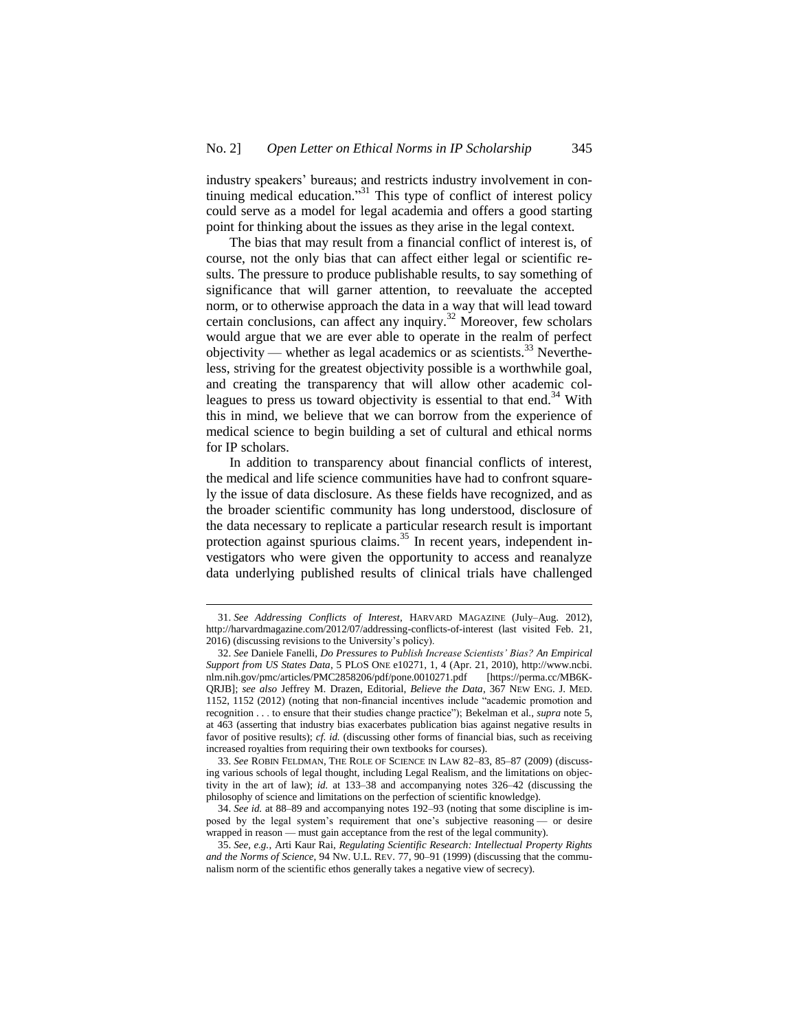industry speakers' bureaus; and restricts industry involvement in continuing medical education."[31] This type of conflict of interest policy could serve as a model for legal academia and offers a good starting point for thinking about the issues as they arise in the legal context.

The bias that may result from a financial conflict of interest is, of course, not the only bias that can affect either legal or scientific results. The pressure to produce publishable results, to say something of significance that will garner attention, to reevaluate the accepted norm, or to otherwise approach the data in a way that will lead toward certain conclusions, can affect any inquiry.[32] Moreover, few scholars would argue that we are ever able to operate in the realm of perfect objectivity — whether as legal academics or as scientists.[33] Nevertheless, striving for the greatest objectivity possible is a worthwhile goal, and creating the transparency that will allow other academic colleagues to press us toward objectivity is essential to that end.[34] With this in mind, we believe that we can borrow from the experience of medical science to begin building a set of cultural and ethical norms for IP scholars.

In addition to transparency about financial conflicts of interest, the medical and life science communities have had to confront squarely the issue of data disclosure. As these fields have recognized, and as the broader scientific community has long understood, disclosure of the data necessary to replicate a particular research result is important protection against spurious claims.[35] In recent years, independent investigators who were given the opportunity to access and reanalyze data underlying published results of clinical trials have challenged

---

31. *See Addressing Conflicts of Interest*, HARVARD MAGAZINE (July–Aug. 2012), http://harvardmagazine.com/2012/07/addressing-conflicts-of-interest (last visited Feb. 21, 2016) (discussing revisions to the University's policy).

32. *See* Daniele Fanelli, *Do Pressures to Publish Increase Scientists' Bias? An Empirical Support from US States Data*, 5 PLOS ONE e10271, 1, 4 (Apr. 21, 2010), http://www.ncbi.nlm.nih.gov/pmc/articles/PMC2858206/pdf/pone.0010271.pdf [https://perma.cc/MB6K-QRJB]; *see also* Jeffrey M. Drazen, Editorial, *Believe the Data*, 367 NEW ENG. J. MED. 1152, 1152 (2012) (noting that non-financial incentives include "academic promotion and recognition . . . to ensure that their studies change practice"); Bekelman et al., *supra* note 5, at 463 (asserting that industry bias exacerbates publication bias against negative results in favor of positive results); *cf. id.* (discussing other forms of financial bias, such as receiving increased royalties from requiring their own textbooks for courses).

33. *See* ROBIN FELDMAN, THE ROLE OF SCIENCE IN LAW 82–83, 85–87 (2009) (discussing various schools of legal thought, including Legal Realism, and the limitations on objectivity in the art of law); *id.* at 133–38 and accompanying notes 326–42 (discussing the philosophy of science and limitations on the perfection of scientific knowledge).

34. *See id.* at 88–89 and accompanying notes 192–93 (noting that some discipline is imposed by the legal system's requirement that one's subjective reasoning — or desire wrapped in reason — must gain acceptance from the rest of the legal community).

35. *See, e.g.*, Arti Kaur Rai, *Regulating Scientific Research: Intellectual Property Rights and the Norms of Science*, 94 NW. U.L. REV. 77, 90–91 (1999) (discussing that the communalism norm of the scientific ethos generally takes a negative view of secrecy).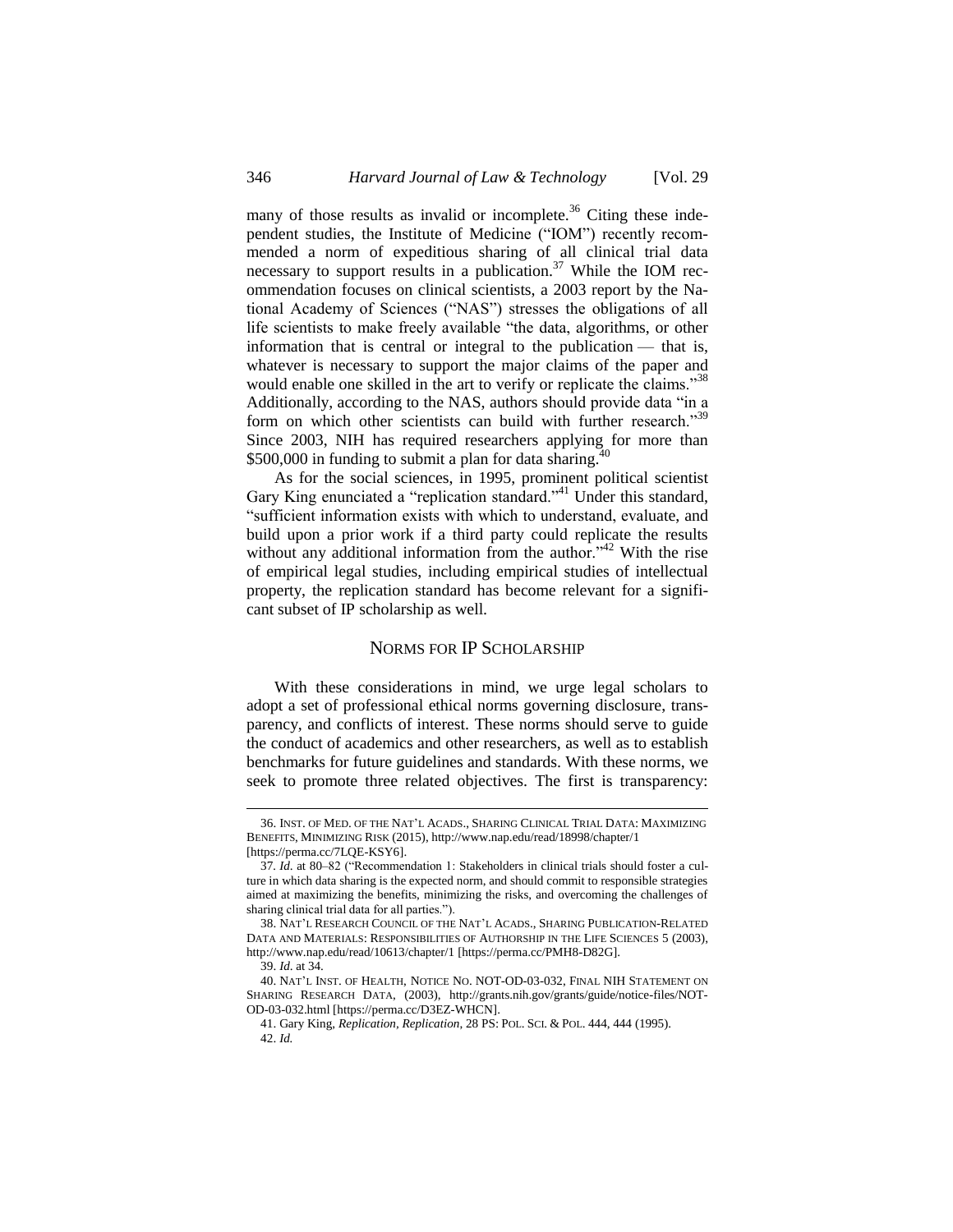many of those results as invalid or incomplete.[36] Citing these independent studies, the Institute of Medicine ("IOM") recently recommended a norm of expeditious sharing of all clinical trial data necessary to support results in a publication.[37] While the IOM recommendation focuses on clinical scientists, a 2003 report by the National Academy of Sciences ("NAS") stresses the obligations of all life scientists to make freely available "the data, algorithms, or other information that is central or integral to the publication — that is, whatever is necessary to support the major claims of the paper and would enable one skilled in the art to verify or replicate the claims."[38] Additionally, according to the NAS, authors should provide data "in a form on which other scientists can build with further research."[39] Since 2003, NIH has required researchers applying for more than $500,000 in funding to submit a plan for data sharing.[40]

As for the social sciences, in 1995, prominent political scientist Gary King enunciated a "replication standard."[41] Under this standard, "sufficient information exists with which to understand, evaluate, and build upon a prior work if a third party could replicate the results without any additional information from the author."[42] With the rise of empirical legal studies, including empirical studies of intellectual property, the replication standard has become relevant for a significant subset of IP scholarship as well.

## NORMS FOR IP SCHOLARSHIP

With these considerations in mind, we urge legal scholars to adopt a set of professional ethical norms governing disclosure, transparency, and conflicts of interest. These norms should serve to guide the conduct of academics and other researchers, as well as to establish benchmarks for future guidelines and standards. With these norms, we seek to promote three related objectives. The first is transparency:

---

36. INST. OF MED. OF THE NAT'L ACADS., SHARING CLINICAL TRIAL DATA: MAXIMIZING BENEFITS, MINIMIZING RISK (2015), http://www.nap.edu/read/18998/chapter/1 [https://perma.cc/7LQE-KSY6].

37. *Id.* at 80–82 ("Recommendation 1: Stakeholders in clinical trials should foster a culture in which data sharing is the expected norm, and should commit to responsible strategies aimed at maximizing the benefits, minimizing the risks, and overcoming the challenges of sharing clinical trial data for all parties.").

38. NAT'L RESEARCH COUNCIL OF THE NAT'L ACADS., SHARING PUBLICATION-RELATED DATA AND MATERIALS: RESPONSIBILITIES OF AUTHORSHIP IN THE LIFE SCIENCES 5 (2003), http://www.nap.edu/read/10613/chapter/1 [https://perma.cc/PMH8-D82G].

39. *Id.* at 34.

40. NAT'L INST. OF HEALTH, NOTICE NO. NOT-OD-03-032, FINAL NIH STATEMENT ON SHARING RESEARCH DATA, (2003), http://grants.nih.gov/grants/guide/notice-files/NOT-OD-03-032.html [https://perma.cc/D3EZ-WHCN].

41. Gary King, *Replication, Replication*, 28 PS: POL. SCI. & POL. 444, 444 (1995).

42. *Id.*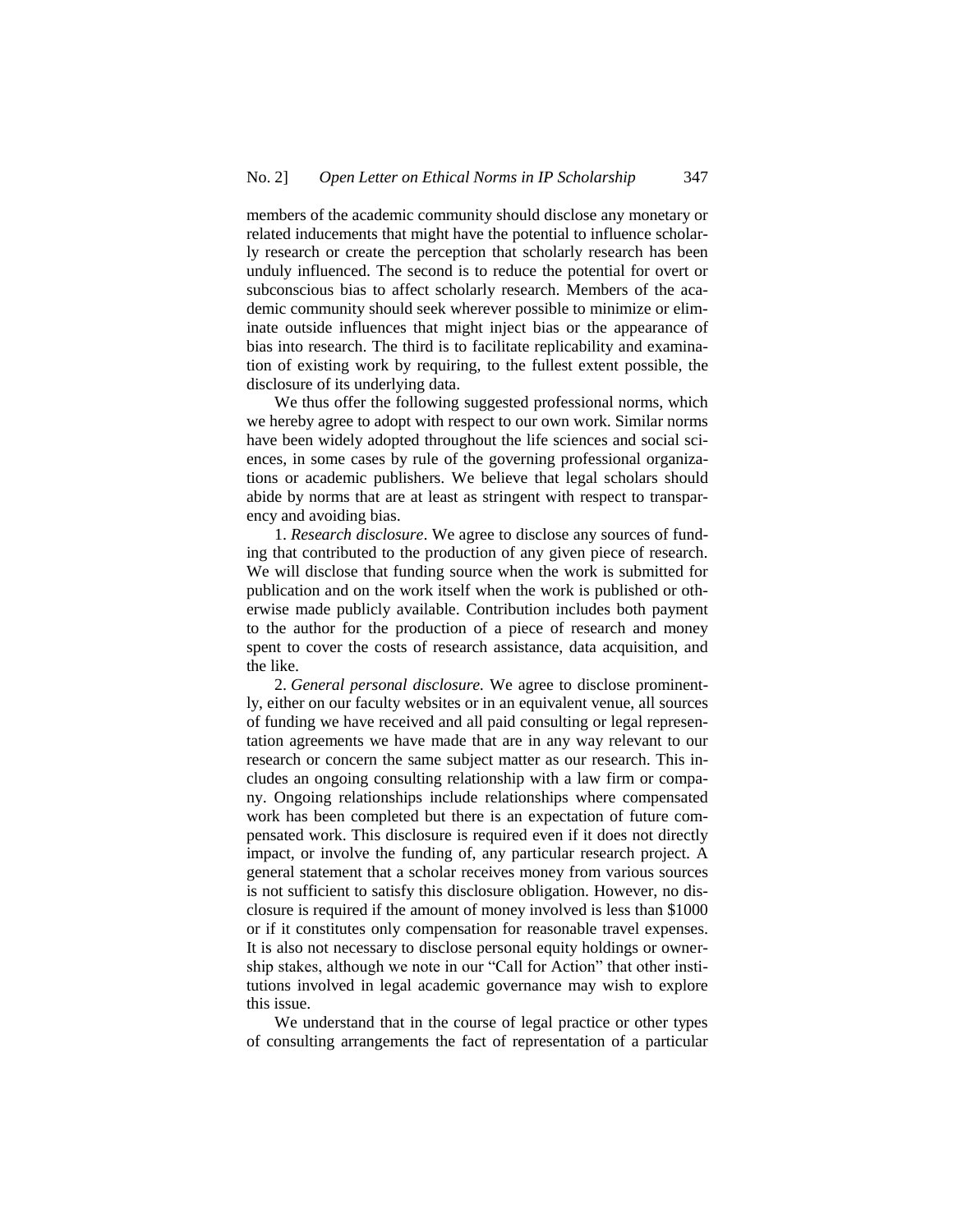members of the academic community should disclose any monetary or related inducements that might have the potential to influence scholarly research or create the perception that scholarly research has been unduly influenced. The second is to reduce the potential for overt or subconscious bias to affect scholarly research. Members of the academic community should seek wherever possible to minimize or eliminate outside influences that might inject bias or the appearance of bias into research. The third is to facilitate replicability and examination of existing work by requiring, to the fullest extent possible, the disclosure of its underlying data.

We thus offer the following suggested professional norms, which we hereby agree to adopt with respect to our own work. Similar norms have been widely adopted throughout the life sciences and social sciences, in some cases by rule of the governing professional organizations or academic publishers. We believe that legal scholars should abide by norms that are at least as stringent with respect to transparency and avoiding bias.

1. *Research disclosure*. We agree to disclose any sources of funding that contributed to the production of any given piece of research. We will disclose that funding source when the work is submitted for publication and on the work itself when the work is published or otherwise made publicly available. Contribution includes both payment to the author for the production of a piece of research and money spent to cover the costs of research assistance, data acquisition, and the like.

2. *General personal disclosure*. We agree to disclose prominently, either on our faculty websites or in an equivalent venue, all sources of funding we have received and all paid consulting or legal representation agreements we have made that are in any way relevant to our research or concern the same subject matter as our research. This includes an ongoing consulting relationship with a law firm or company. Ongoing relationships include relationships where compensated work has been completed but there is an expectation of future compensated work. This disclosure is required even if it does not directly impact, or involve the funding of, any particular research project. A general statement that a scholar receives money from various sources is not sufficient to satisfy this disclosure obligation. However, no disclosure is required if the amount of money involved is less than $1000 or if it constitutes only compensation for reasonable travel expenses. It is also not necessary to disclose personal equity holdings or ownership stakes, although we note in our "Call for Action" that other institutions involved in legal academic governance may wish to explore this issue.

We understand that in the course of legal practice or other types of consulting arrangements the fact of representation of a particular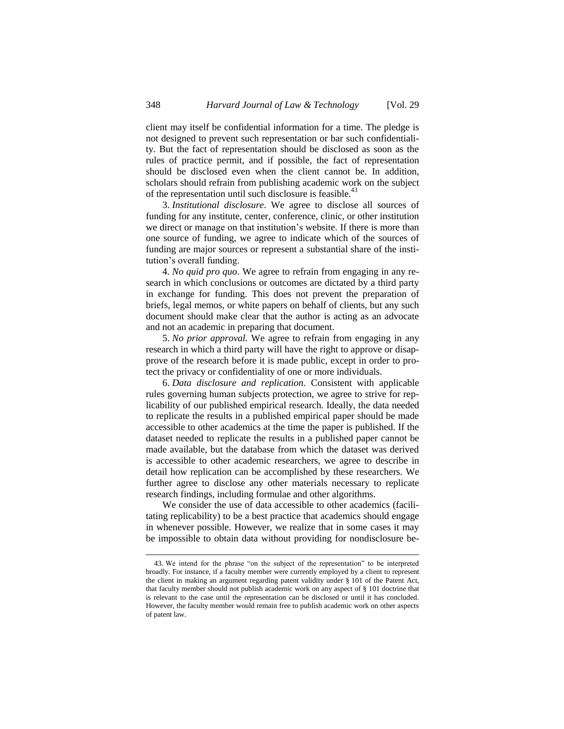client may itself be confidential information for a time. The pledge is not designed to prevent such representation or bar such confidentiality. But the fact of representation should be disclosed as soon as the rules of practice permit, and if possible, the fact of representation should be disclosed even when the client cannot be. In addition, scholars should refrain from publishing academic work on the subject of the representation until such disclosure is feasible.[43]

3. *Institutional disclosure*. We agree to disclose all sources of funding for any institute, center, conference, clinic, or other institution we direct or manage on that institution's website. If there is more than one source of funding, we agree to indicate which of the sources of funding are major sources or represent a substantial share of the institution's overall funding.

4. *No quid pro quo*. We agree to refrain from engaging in any research in which conclusions or outcomes are dictated by a third party in exchange for funding. This does not prevent the preparation of briefs, legal memos, or white papers on behalf of clients, but any such document should make clear that the author is acting as an advocate and not an academic in preparing that document.

5. *No prior approval.* We agree to refrain from engaging in any research in which a third party will have the right to approve or disapprove of the research before it is made public, except in order to protect the privacy or confidentiality of one or more individuals.

6. *Data disclosure and replication*. Consistent with applicable rules governing human subjects protection, we agree to strive for replicability of our published empirical research. Ideally, the data needed to replicate the results in a published empirical paper should be made accessible to other academics at the time the paper is published. If the dataset needed to replicate the results in a published paper cannot be made available, but the database from which the dataset was derived is accessible to other academic researchers, we agree to describe in detail how replication can be accomplished by these researchers. We further agree to disclose any other materials necessary to replicate research findings, including formulae and other algorithms.

We consider the use of data accessible to other academics (facilitating replicability) to be a best practice that academics should engage in whenever possible. However, we realize that in some cases it may be impossible to obtain data without providing for nondisclosure be-

43. We intend for the phrase "on the subject of the representation" to be interpreted broadly. For instance, if a faculty member were currently employed by a client to represent the client in making an argument regarding patent validity under § 101 of the Patent Act, that faculty member should not publish academic work on any aspect of § 101 doctrine that is relevant to the case until the representation can be disclosed or until it has concluded. However, the faculty member would remain free to publish academic work on other aspects of patent law.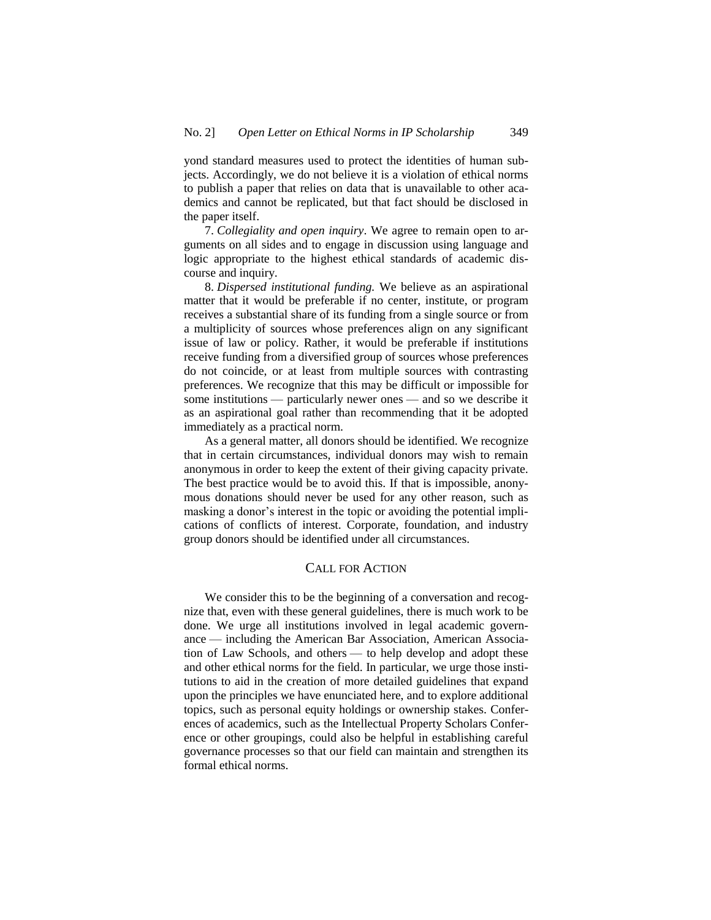yond standard measures used to protect the identities of human subjects. Accordingly, we do not believe it is a violation of ethical norms to publish a paper that relies on data that is unavailable to other academics and cannot be replicated, but that fact should be disclosed in the paper itself.

7. *Collegiality and open inquiry*. We agree to remain open to arguments on all sides and to engage in discussion using language and logic appropriate to the highest ethical standards of academic discourse and inquiry.

8. *Dispersed institutional funding.* We believe as an aspirational matter that it would be preferable if no center, institute, or program receives a substantial share of its funding from a single source or from a multiplicity of sources whose preferences align on any significant issue of law or policy. Rather, it would be preferable if institutions receive funding from a diversified group of sources whose preferences do not coincide, or at least from multiple sources with contrasting preferences. We recognize that this may be difficult or impossible for some institutions — particularly newer ones — and so we describe it as an aspirational goal rather than recommending that it be adopted immediately as a practical norm.

As a general matter, all donors should be identified. We recognize that in certain circumstances, individual donors may wish to remain anonymous in order to keep the extent of their giving capacity private. The best practice would be to avoid this. If that is impossible, anonymous donations should never be used for any other reason, such as masking a donor's interest in the topic or avoiding the potential implications of conflicts of interest. Corporate, foundation, and industry group donors should be identified under all circumstances.

## CALL FOR ACTION

We consider this to be the beginning of a conversation and recognize that, even with these general guidelines, there is much work to be done. We urge all institutions involved in legal academic governance — including the American Bar Association, American Association of Law Schools, and others — to help develop and adopt these and other ethical norms for the field. In particular, we urge those institutions to aid in the creation of more detailed guidelines that expand upon the principles we have enunciated here, and to explore additional topics, such as personal equity holdings or ownership stakes. Conferences of academics, such as the Intellectual Property Scholars Conference or other groupings, could also be helpful in establishing careful governance processes so that our field can maintain and strengthen its formal ethical norms.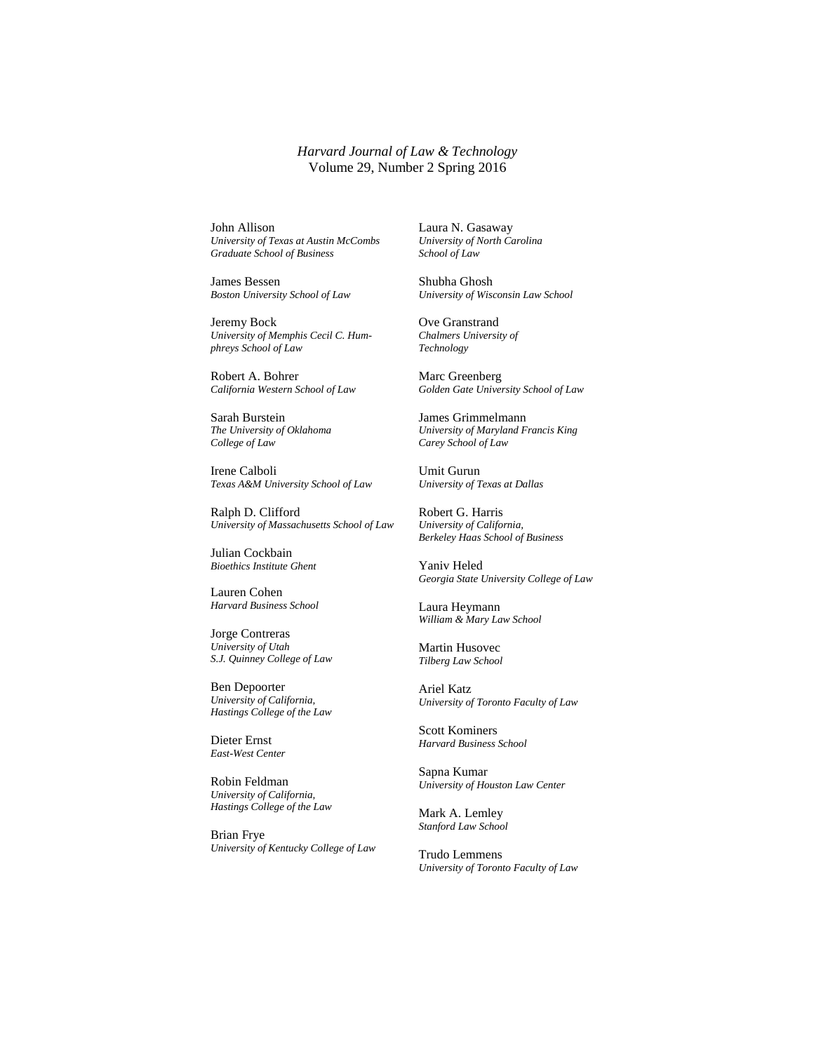*Harvard Journal of Law & Technology*
Volume 29, Number 2 Spring 2016

John Allison
*University of Texas at Austin McCombs Graduate School of Business*

James Bessen
*Boston University School of Law*

Jeremy Bock
*University of Memphis Cecil C. Humphreys School of Law*

Robert A. Bohrer
*California Western School of Law*

Sarah Burstein
*The University of Oklahoma College of Law*

Irene Calboli
*Texas A&M University School of Law*

Ralph D. Clifford
*University of Massachusetts School of Law*

Julian Cockbain
*Bioethics Institute Ghent*

Lauren Cohen
*Harvard Business School*

Jorge Contreras
*University of Utah S.J. Quinney College of Law*

Ben Depoorter
*University of California, Hastings College of the Law*

Dieter Ernst
*East-West Center*

Robin Feldman
*University of California, Hastings College of the Law*

Brian Frye
*University of Kentucky College of Law*

Laura N. Gasaway
*University of North Carolina School of Law*

Shubha Ghosh
*University of Wisconsin Law School*

Ove Granstrand
*Chalmers University of Technology*

Marc Greenberg
*Golden Gate University School of Law*

James Grimmelmann
*University of Maryland Francis King Carey School of Law*

Umit Gurun
*University of Texas at Dallas*

Robert G. Harris
*University of California, Berkeley Haas School of Business*

Yaniv Heled
*Georgia State University College of Law*

Laura Heymann
*William & Mary Law School*

Martin Husovec
*Tilberg Law School*

Ariel Katz
*University of Toronto Faculty of Law*

Scott Kominers
*Harvard Business School*

Sapna Kumar
*University of Houston Law Center*

Mark A. Lemley
*Stanford Law School*

Trudo Lemmens
*University of Toronto Faculty of Law*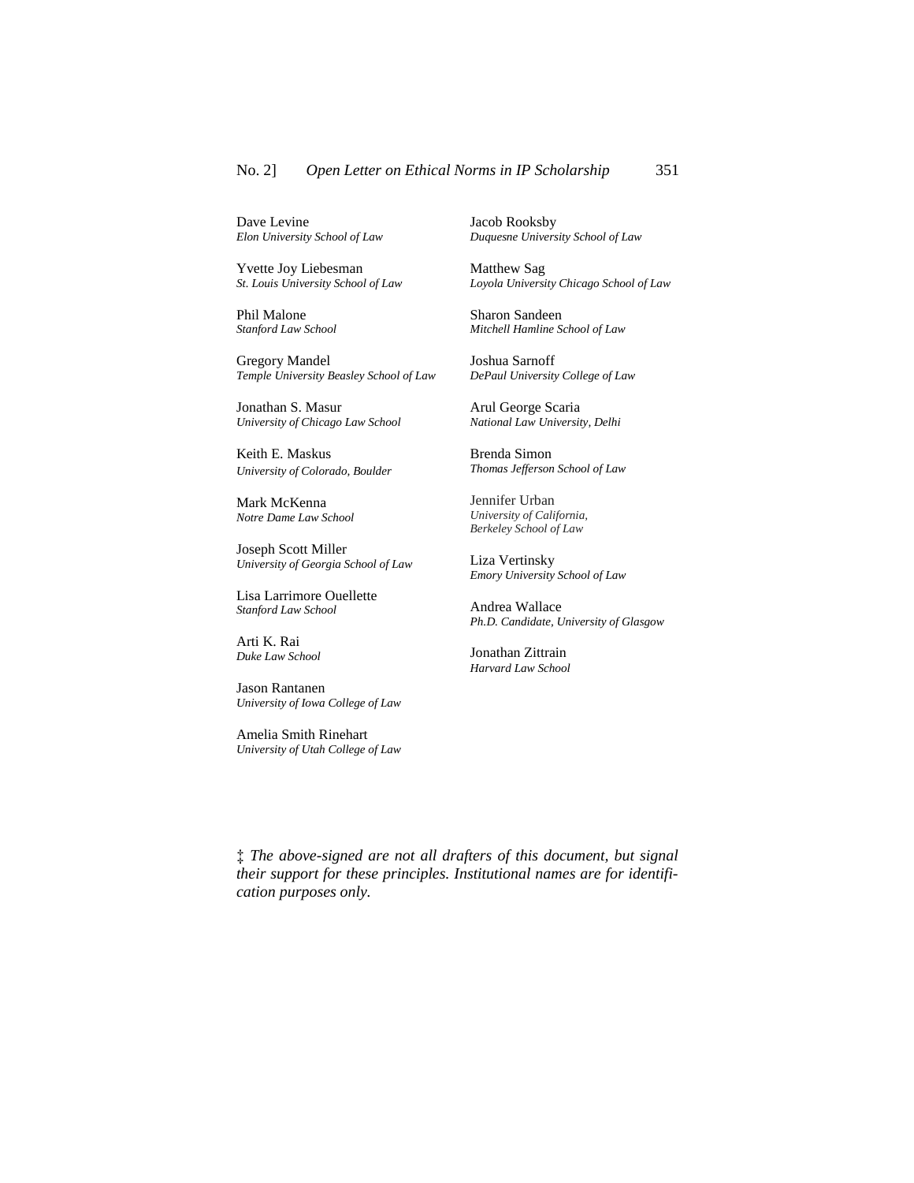Dave Levine
*Elon University School of Law*

Yvette Joy Liebesman
*St. Louis University School of Law*

Phil Malone
*Stanford Law School*

Gregory Mandel
*Temple University Beasley School of Law*

Jonathan S. Masur
*University of Chicago Law School*

Keith E. Maskus
*University of Colorado, Boulder*

Mark McKenna
*Notre Dame Law School*

Joseph Scott Miller
*University of Georgia School of Law*

Lisa Larrimore Ouellette
*Stanford Law School*

Arti K. Rai
*Duke Law School*

Jason Rantanen
*University of Iowa College of Law*

Amelia Smith Rinehart
*University of Utah College of Law*

Jacob Rooksby
*Duquesne University School of Law*

Matthew Sag
*Loyola University Chicago School of Law*

Sharon Sandeen
*Mitchell Hamline School of Law*

Joshua Sarnoff
*DePaul University College of Law*

Arul George Scaria
*National Law University, Delhi*

Brenda Simon
*Thomas Jefferson School of Law*

Jennifer Urban
*University of California, Berkeley School of Law*

Liza Vertinsky
*Emory University School of Law*

Andrea Wallace
*Ph.D. Candidate, University of Glasgow*

Jonathan Zittrain
*Harvard Law School*

‡ *The above-signed are not all drafters of this document, but signal their support for these principles. Institutional names are for identification purposes only.*